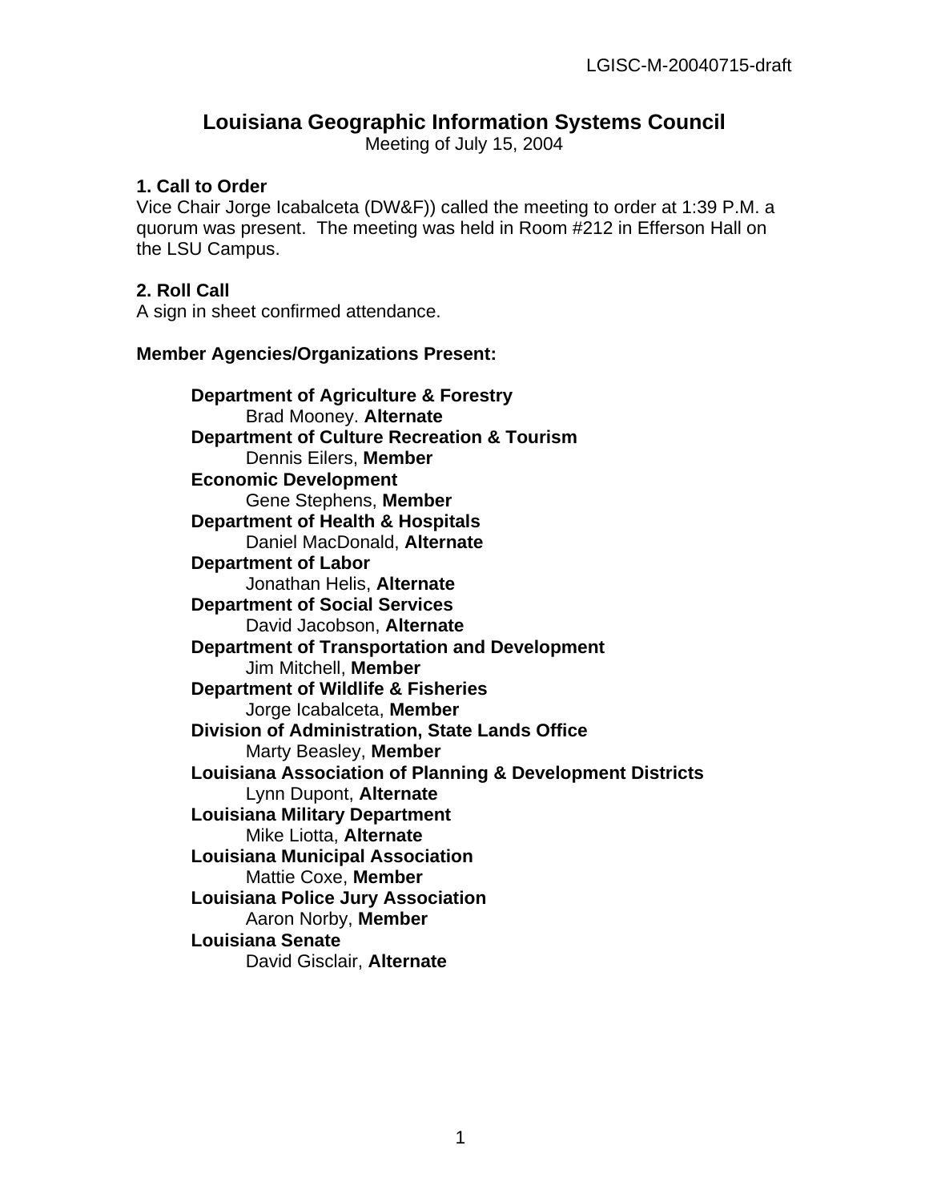LGISC-M-20040715-draft

# Louisiana Geographic Information Systems Council

Meeting of July 15, 2004

## 1. Call to Order

Vice Chair Jorge Icabalceta (DW&F)) called the meeting to order at 1:39 P.M. a quorum was present. The meeting was held in Room #212 in Efferson Hall on the LSU Campus.

## 2. Roll Call

A sign in sheet confirmed attendance.

**Member Agencies/Organizations Present:**

- **Department of Agriculture & Forestry**
  - Brad Mooney. **Alternate**
- **Department of Culture Recreation & Tourism**
  - Dennis Eilers, **Member**
- **Economic Development**
  - Gene Stephens, **Member**
- **Department of Health & Hospitals**
  - Daniel MacDonald, **Alternate**
- **Department of Labor**
  - Jonathan Helis, **Alternate**
- **Department of Social Services**
  - David Jacobson, **Alternate**
- **Department of Transportation and Development**
  - Jim Mitchell, **Member**
- **Department of Wildlife & Fisheries**
  - Jorge Icabalceta, **Member**
- **Division of Administration, State Lands Office**
  - Marty Beasley, **Member**
- **Louisiana Association of Planning & Development Districts**
  - Lynn Dupont, **Alternate**
- **Louisiana Military Department**
  - Mike Liotta, **Alternate**
- **Louisiana Municipal Association**
  - Mattie Coxe, **Member**
- **Louisiana Police Jury Association**
  - Aaron Norby, **Member**
- **Louisiana Senate**
  - David Gisclair, **Alternate**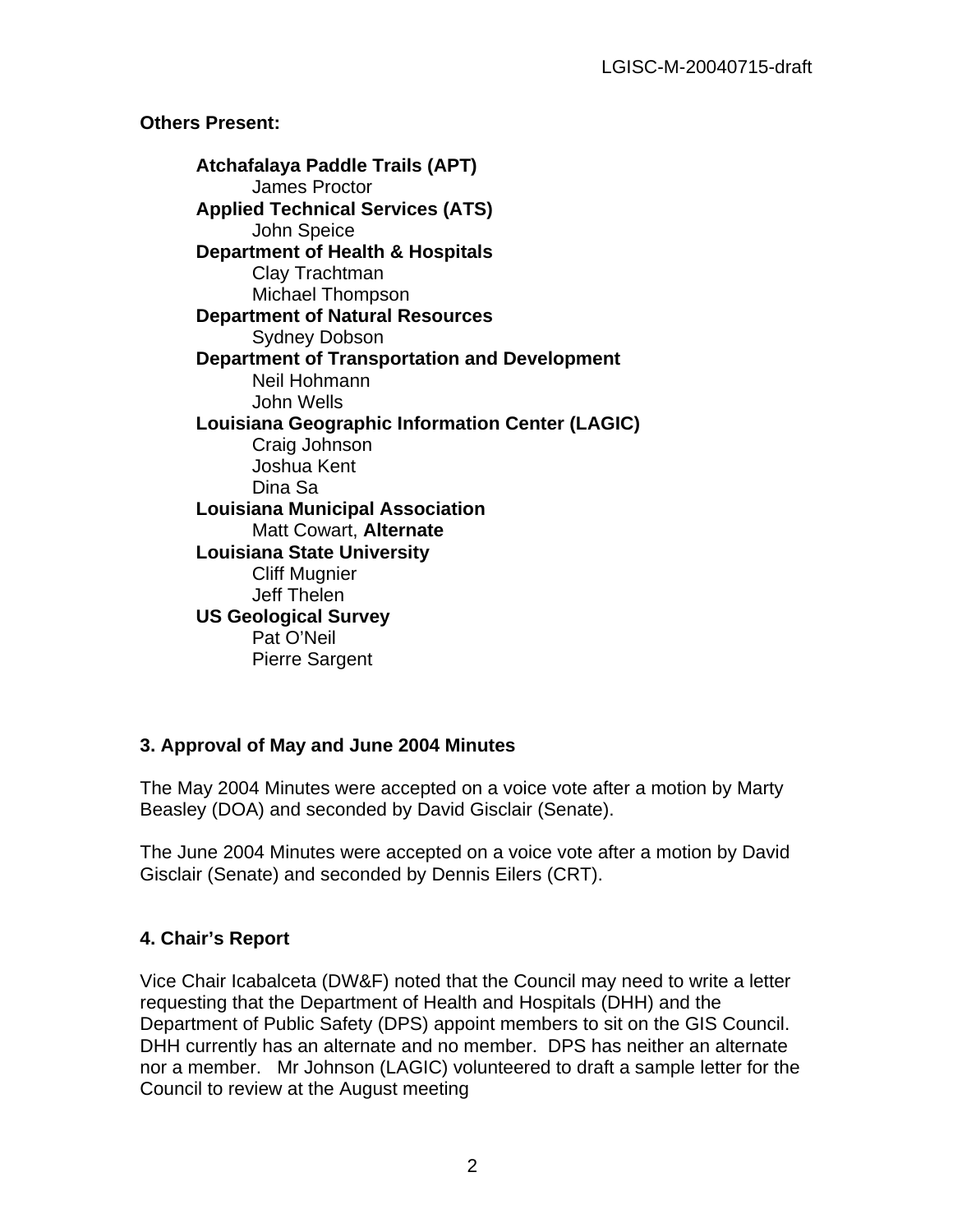**Others Present:**

**Atchafalaya Paddle Trails (APT)**
James Proctor
**Applied Technical Services (ATS)**
John Speice
**Department of Health & Hospitals**
Clay Trachtman
Michael Thompson
**Department of Natural Resources**
Sydney Dobson
**Department of Transportation and Development**
Neil Hohmann
John Wells
**Louisiana Geographic Information Center (LAGIC)**
Craig Johnson
Joshua Kent
Dina Sa
**Louisiana Municipal Association**
Matt Cowart, **Alternate**
**Louisiana State University**
Cliff Mugnier
Jeff Thelen
**US Geological Survey**
Pat O'Neil
Pierre Sargent

### 3. Approval of May and June 2004 Minutes

The May 2004 Minutes were accepted on a voice vote after a motion by Marty Beasley (DOA) and seconded by David Gisclair (Senate).

The June 2004 Minutes were accepted on a voice vote after a motion by David Gisclair (Senate) and seconded by Dennis Eilers (CRT).

### 4. Chair's Report

Vice Chair Icabalceta (DW&F) noted that the Council may need to write a letter requesting that the Department of Health and Hospitals (DHH) and the Department of Public Safety (DPS) appoint members to sit on the GIS Council. DHH currently has an alternate and no member. DPS has neither an alternate nor a member. Mr Johnson (LAGIC) volunteered to draft a sample letter for the Council to review at the August meeting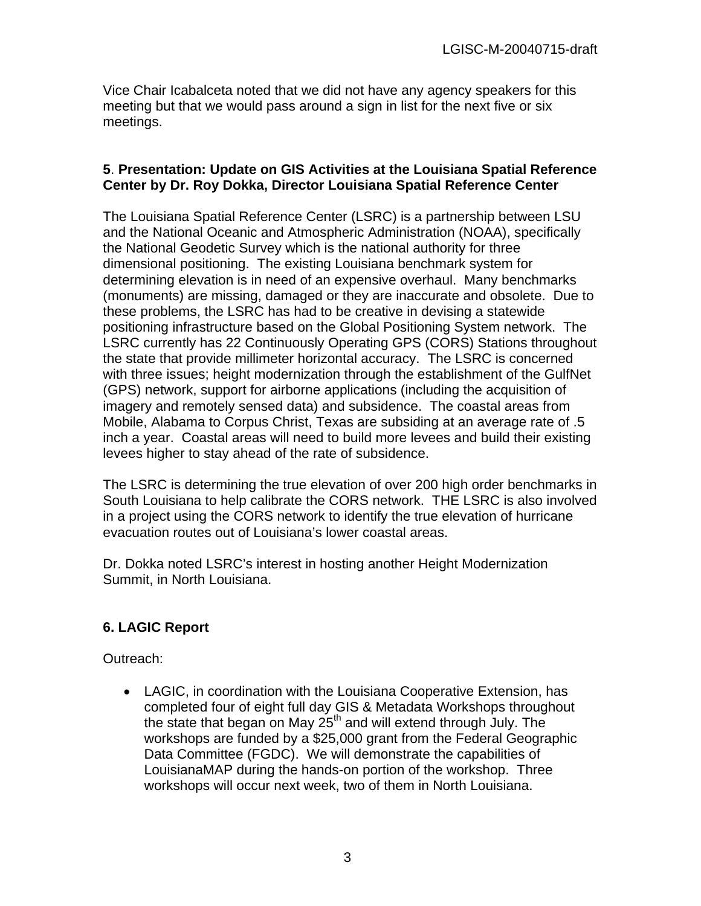Vice Chair Icabalceta noted that we did not have any agency speakers for this meeting but that we would pass around a sign in list for the next five or six meetings.

**5**. **Presentation: Update on GIS Activities at the Louisiana Spatial Reference Center by Dr. Roy Dokka, Director Louisiana Spatial Reference Center**

The Louisiana Spatial Reference Center (LSRC) is a partnership between LSU and the National Oceanic and Atmospheric Administration (NOAA), specifically the National Geodetic Survey which is the national authority for three dimensional positioning. The existing Louisiana benchmark system for determining elevation is in need of an expensive overhaul. Many benchmarks (monuments) are missing, damaged or they are inaccurate and obsolete. Due to these problems, the LSRC has had to be creative in devising a statewide positioning infrastructure based on the Global Positioning System network. The LSRC currently has 22 Continuously Operating GPS (CORS) Stations throughout the state that provide millimeter horizontal accuracy. The LSRC is concerned with three issues; height modernization through the establishment of the GulfNet (GPS) network, support for airborne applications (including the acquisition of imagery and remotely sensed data) and subsidence. The coastal areas from Mobile, Alabama to Corpus Christ, Texas are subsiding at an average rate of .5 inch a year. Coastal areas will need to build more levees and build their existing levees higher to stay ahead of the rate of subsidence.

The LSRC is determining the true elevation of over 200 high order benchmarks in South Louisiana to help calibrate the CORS network. THE LSRC is also involved in a project using the CORS network to identify the true elevation of hurricane evacuation routes out of Louisiana's lower coastal areas.

Dr. Dokka noted LSRC's interest in hosting another Height Modernization Summit, in North Louisiana.

**6. LAGIC Report**

Outreach:

- LAGIC, in coordination with the Louisiana Cooperative Extension, has completed four of eight full day GIS & Metadata Workshops throughout the state that began on May 25th and will extend through July. The workshops are funded by a $25,000 grant from the Federal Geographic Data Committee (FGDC). We will demonstrate the capabilities of LouisianaMAP during the hands-on portion of the workshop. Three workshops will occur next week, two of them in North Louisiana.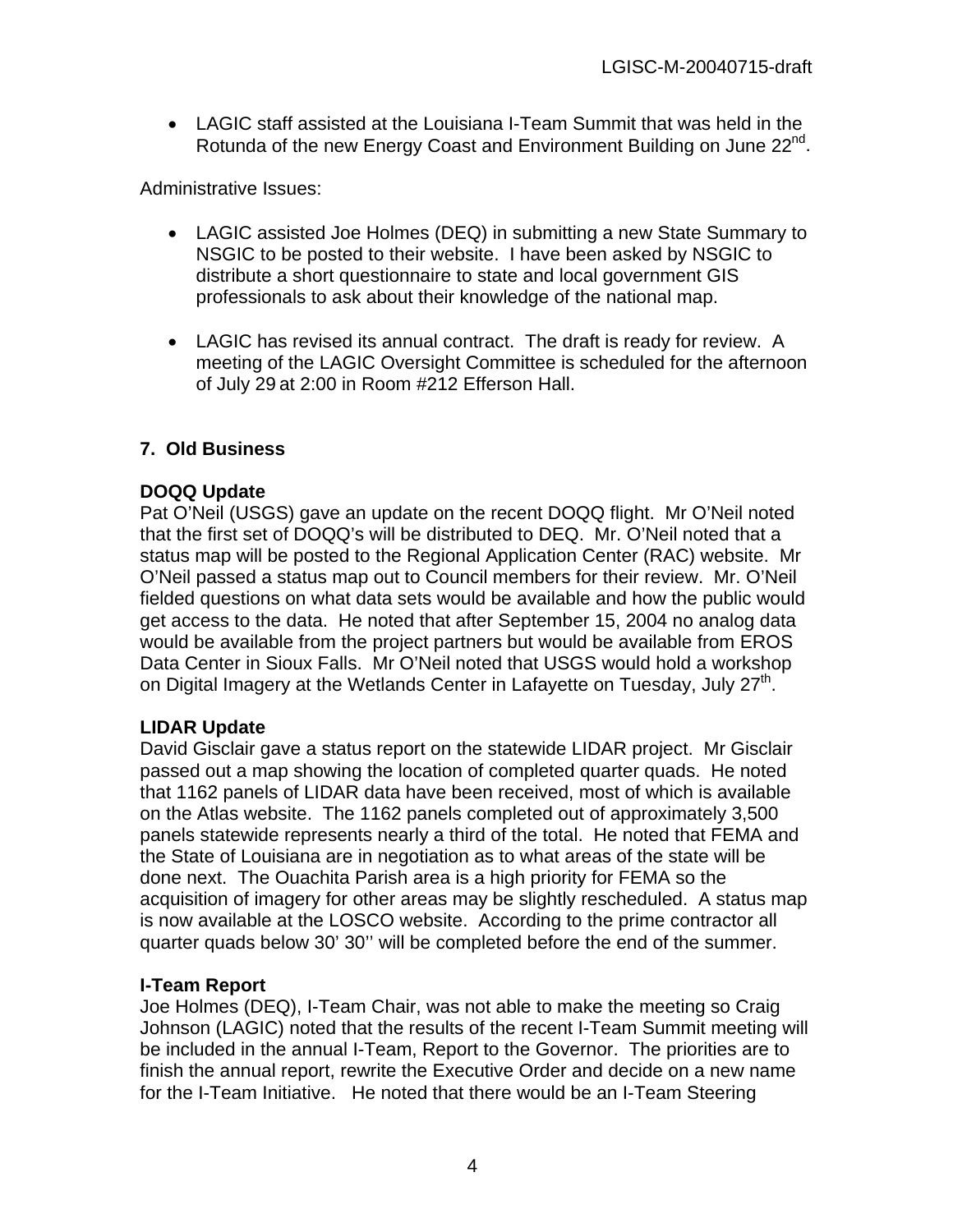- LAGIC staff assisted at the Louisiana I-Team Summit that was held in the Rotunda of the new Energy Coast and Environment Building on June 22nd.

Administrative Issues:

- LAGIC assisted Joe Holmes (DEQ) in submitting a new State Summary to NSGIC to be posted to their website. I have been asked by NSGIC to distribute a short questionnaire to state and local government GIS professionals to ask about their knowledge of the national map.
- LAGIC has revised its annual contract. The draft is ready for review. A meeting of the LAGIC Oversight Committee is scheduled for the afternoon of July 29 at 2:00 in Room #212 Efferson Hall.

## 7. Old Business

### DOQQ Update

Pat O'Neil (USGS) gave an update on the recent DOQQ flight. Mr O'Neil noted that the first set of DOQQ's will be distributed to DEQ. Mr. O'Neil noted that a status map will be posted to the Regional Application Center (RAC) website. Mr O'Neil passed a status map out to Council members for their review. Mr. O'Neil fielded questions on what data sets would be available and how the public would get access to the data. He noted that after September 15, 2004 no analog data would be available from the project partners but would be available from EROS Data Center in Sioux Falls. Mr O'Neil noted that USGS would hold a workshop on Digital Imagery at the Wetlands Center in Lafayette on Tuesday, July 27th.

### LIDAR Update

David Gisclair gave a status report on the statewide LIDAR project. Mr Gisclair passed out a map showing the location of completed quarter quads. He noted that 1162 panels of LIDAR data have been received, most of which is available on the Atlas website. The 1162 panels completed out of approximately 3,500 panels statewide represents nearly a third of the total. He noted that FEMA and the State of Louisiana are in negotiation as to what areas of the state will be done next. The Ouachita Parish area is a high priority for FEMA so the acquisition of imagery for other areas may be slightly rescheduled. A status map is now available at the LOSCO website. According to the prime contractor all quarter quads below 30' 30'' will be completed before the end of the summer.

### I-Team Report

Joe Holmes (DEQ), I-Team Chair, was not able to make the meeting so Craig Johnson (LAGIC) noted that the results of the recent I-Team Summit meeting will be included in the annual I-Team, Report to the Governor. The priorities are to finish the annual report, rewrite the Executive Order and decide on a new name for the I-Team Initiative. He noted that there would be an I-Team Steering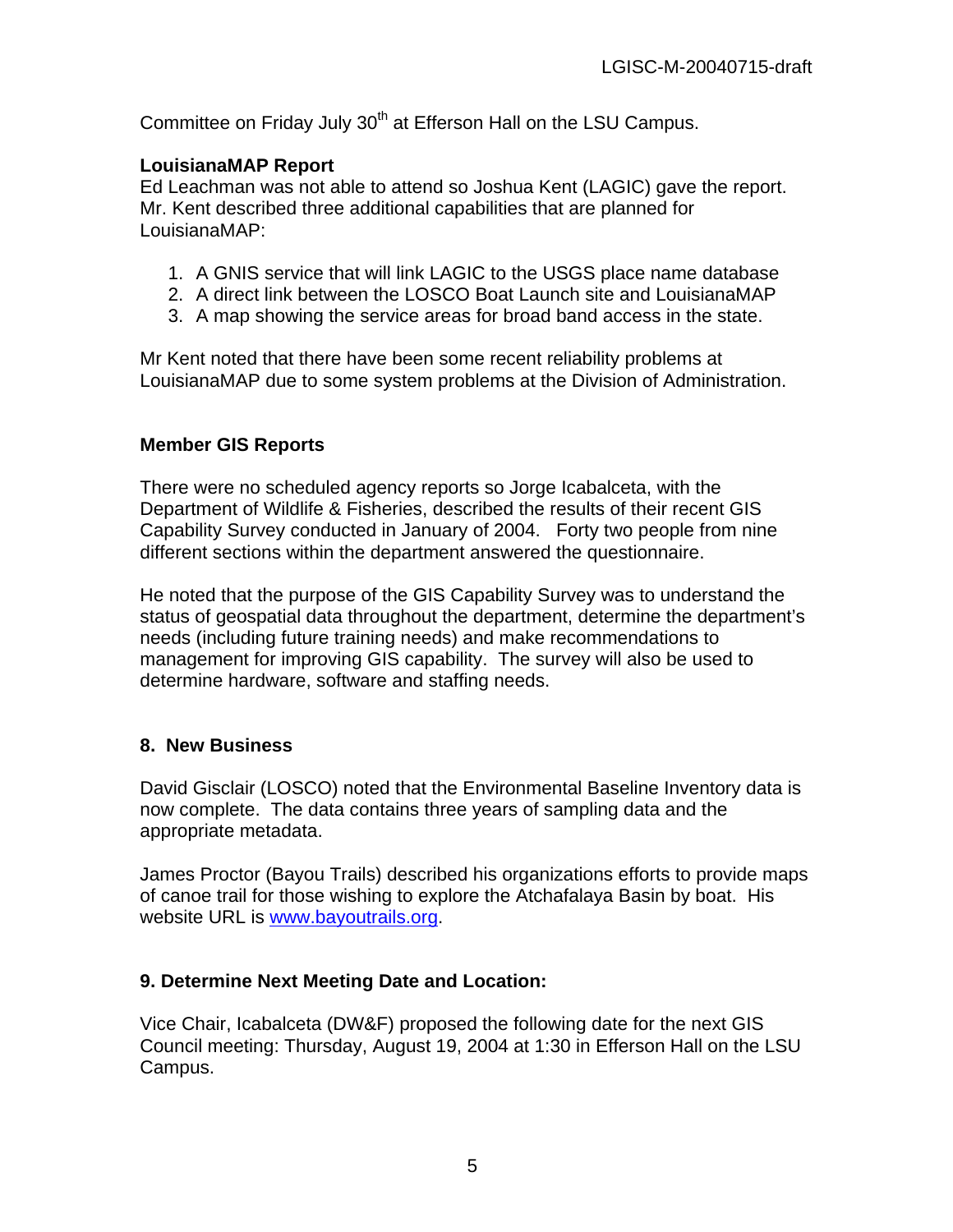Committee on Friday July 30th at Efferson Hall on the LSU Campus.

**LouisianaMAP Report**
Ed Leachman was not able to attend so Joshua Kent (LAGIC) gave the report. Mr. Kent described three additional capabilities that are planned for LouisianaMAP:

1. A GNIS service that will link LAGIC to the USGS place name database
2. A direct link between the LOSCO Boat Launch site and LouisianaMAP
3. A map showing the service areas for broad band access in the state.

Mr Kent noted that there have been some recent reliability problems at LouisianaMAP due to some system problems at the Division of Administration.

**Member GIS Reports**

There were no scheduled agency reports so Jorge Icabalceta, with the Department of Wildlife & Fisheries, described the results of their recent GIS Capability Survey conducted in January of 2004. Forty two people from nine different sections within the department answered the questionnaire.

He noted that the purpose of the GIS Capability Survey was to understand the status of geospatial data throughout the department, determine the department's needs (including future training needs) and make recommendations to management for improving GIS capability. The survey will also be used to determine hardware, software and staffing needs.

### 8. New Business

David Gisclair (LOSCO) noted that the Environmental Baseline Inventory data is now complete. The data contains three years of sampling data and the appropriate metadata.

James Proctor (Bayou Trails) described his organizations efforts to provide maps of canoe trail for those wishing to explore the Atchafalaya Basin by boat. His website URL is www.bayoutrails.org.

### 9. Determine Next Meeting Date and Location:

Vice Chair, Icabalceta (DW&F) proposed the following date for the next GIS Council meeting: Thursday, August 19, 2004 at 1:30 in Efferson Hall on the LSU Campus.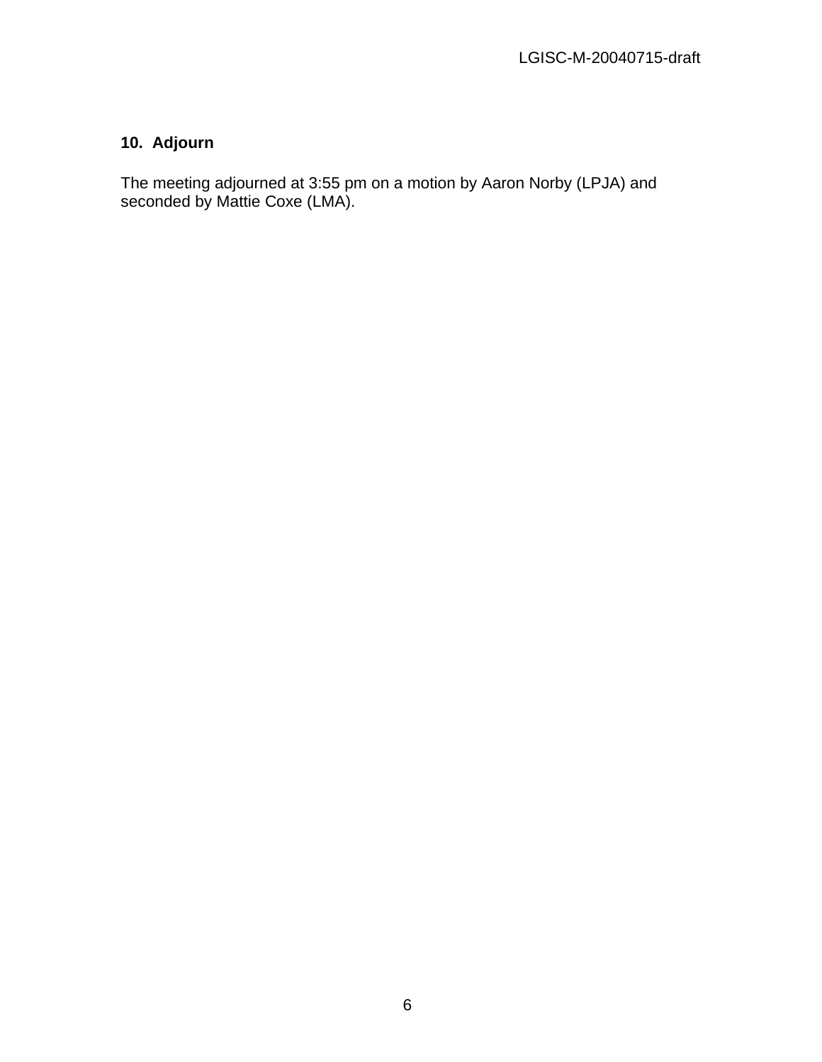## 10. Adjourn

The meeting adjourned at 3:55 pm on a motion by Aaron Norby (LPJA) and seconded by Mattie Coxe (LMA).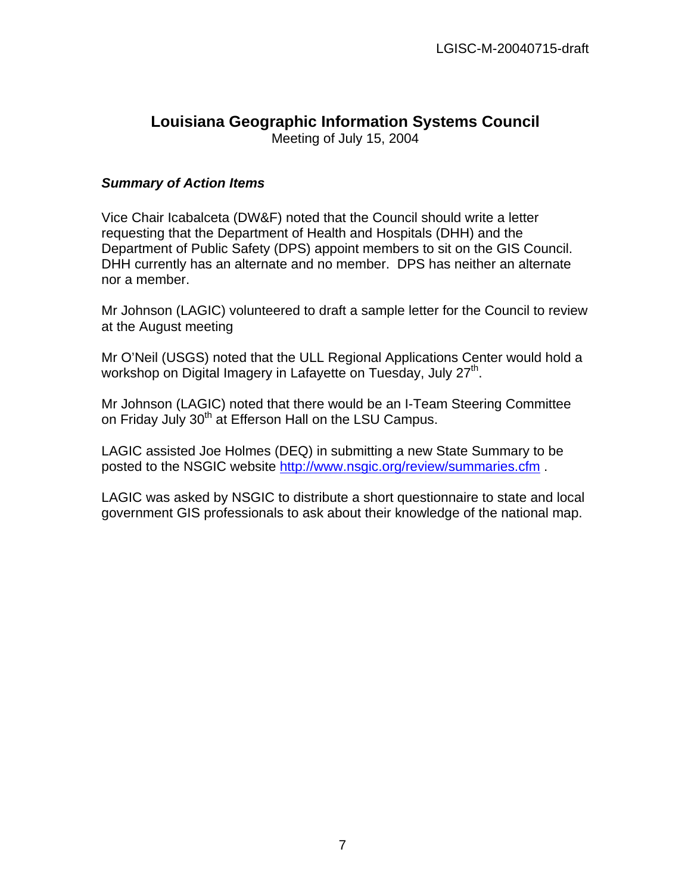# Louisiana Geographic Information Systems Council

Meeting of July 15, 2004

***Summary of Action Items***

Vice Chair Icabalceta (DW&F) noted that the Council should write a letter requesting that the Department of Health and Hospitals (DHH) and the Department of Public Safety (DPS) appoint members to sit on the GIS Council. DHH currently has an alternate and no member. DPS has neither an alternate nor a member.

Mr Johnson (LAGIC) volunteered to draft a sample letter for the Council to review at the August meeting

Mr O'Neil (USGS) noted that the ULL Regional Applications Center would hold a workshop on Digital Imagery in Lafayette on Tuesday, July 27th.

Mr Johnson (LAGIC) noted that there would be an I-Team Steering Committee on Friday July 30th at Efferson Hall on the LSU Campus.

LAGIC assisted Joe Holmes (DEQ) in submitting a new State Summary to be posted to the NSGIC website http://www.nsgic.org/review/summaries.cfm .

LAGIC was asked by NSGIC to distribute a short questionnaire to state and local government GIS professionals to ask about their knowledge of the national map.